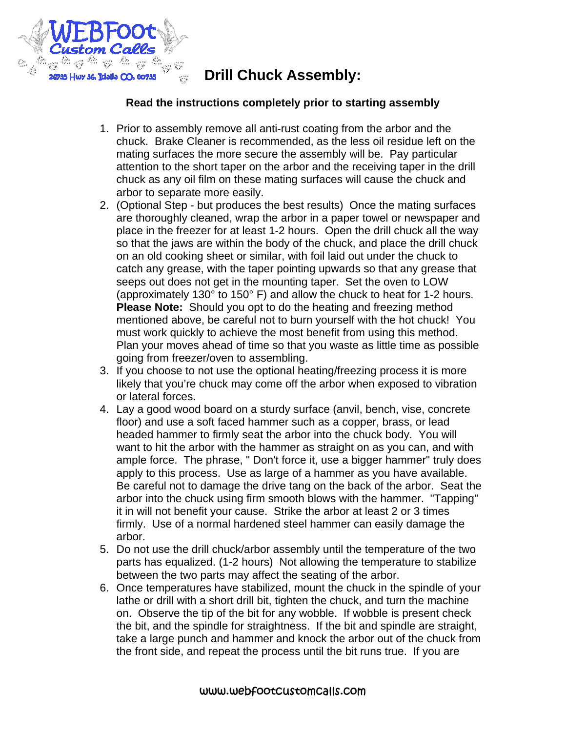WEBFoot Custom Calls
26735 Hwy 36, Idalia CO, 80735

# Drill Chuck Assembly:

**Read the instructions completely prior to starting assembly**

1. Prior to assembly remove all anti-rust coating from the arbor and the chuck. Brake Cleaner is recommended, as the less oil residue left on the mating surfaces the more secure the assembly will be. Pay particular attention to the short taper on the arbor and the receiving taper in the drill chuck as any oil film on these mating surfaces will cause the chuck and arbor to separate more easily.
2. (Optional Step - but produces the best results) Once the mating surfaces are thoroughly cleaned, wrap the arbor in a paper towel or newspaper and place in the freezer for at least 1-2 hours. Open the drill chuck all the way so that the jaws are within the body of the chuck, and place the drill chuck on an old cooking sheet or similar, with foil laid out under the chuck to catch any grease, with the taper pointing upwards so that any grease that seeps out does not get in the mounting taper. Set the oven to LOW (approximately 130° to 150° F) and allow the chuck to heat for 1-2 hours. **Please Note:** Should you opt to do the heating and freezing method mentioned above, be careful not to burn yourself with the hot chuck! You must work quickly to achieve the most benefit from using this method. Plan your moves ahead of time so that you waste as little time as possible going from freezer/oven to assembling.
3. If you choose to not use the optional heating/freezing process it is more likely that you're chuck may come off the arbor when exposed to vibration or lateral forces.
4. Lay a good wood board on a sturdy surface (anvil, bench, vise, concrete floor) and use a soft faced hammer such as a copper, brass, or lead headed hammer to firmly seat the arbor into the chuck body. You will want to hit the arbor with the hammer as straight on as you can, and with ample force. The phrase, " Don't force it, use a bigger hammer" truly does apply to this process. Use as large of a hammer as you have available. Be careful not to damage the drive tang on the back of the arbor. Seat the arbor into the chuck using firm smooth blows with the hammer. "Tapping" it in will not benefit your cause. Strike the arbor at least 2 or 3 times firmly. Use of a normal hardened steel hammer can easily damage the arbor.
5. Do not use the drill chuck/arbor assembly until the temperature of the two parts has equalized. (1-2 hours) Not allowing the temperature to stabilize between the two parts may affect the seating of the arbor.
6. Once temperatures have stabilized, mount the chuck in the spindle of your lathe or drill with a short drill bit, tighten the chuck, and turn the machine on. Observe the tip of the bit for any wobble. If wobble is present check the bit, and the spindle for straightness. If the bit and spindle are straight, take a large punch and hammer and knock the arbor out of the chuck from the front side, and repeat the process until the bit runs true. If you are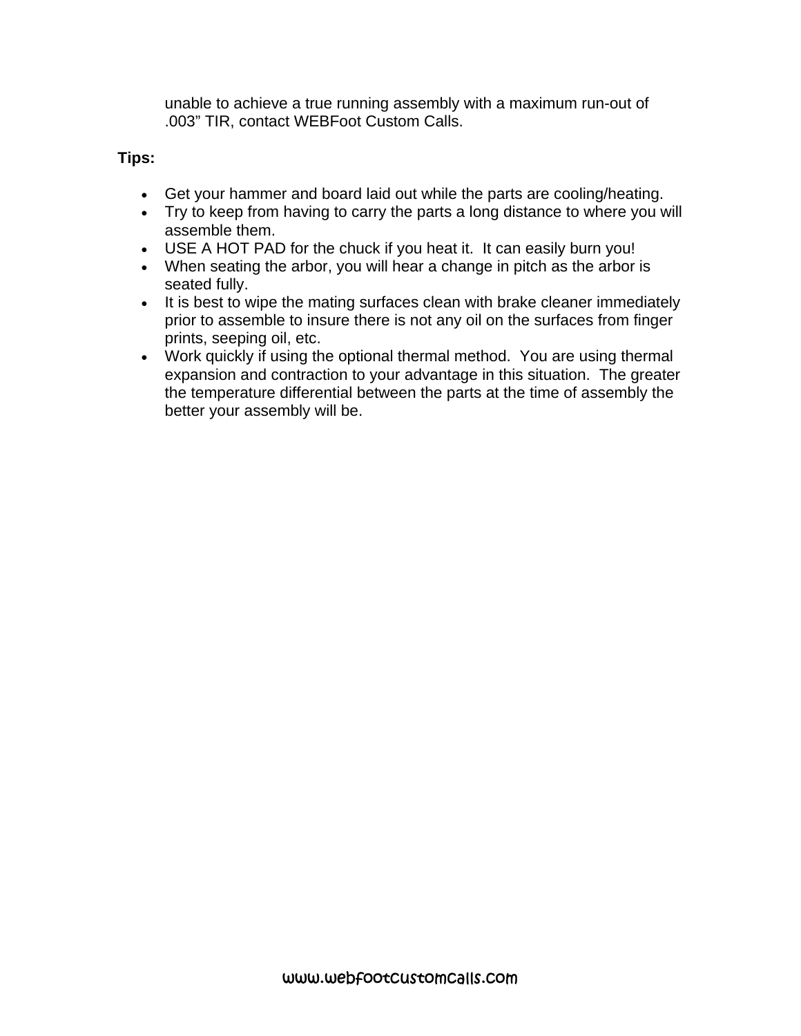unable to achieve a true running assembly with a maximum run-out of .003" TIR, contact WEBFoot Custom Calls.

**Tips:**

- Get your hammer and board laid out while the parts are cooling/heating.
- Try to keep from having to carry the parts a long distance to where you will assemble them.
- USE A HOT PAD for the chuck if you heat it. It can easily burn you!
- When seating the arbor, you will hear a change in pitch as the arbor is seated fully.
- It is best to wipe the mating surfaces clean with brake cleaner immediately prior to assemble to insure there is not any oil on the surfaces from finger prints, seeping oil, etc.
- Work quickly if using the optional thermal method. You are using thermal expansion and contraction to your advantage in this situation. The greater the temperature differential between the parts at the time of assembly the better your assembly will be.